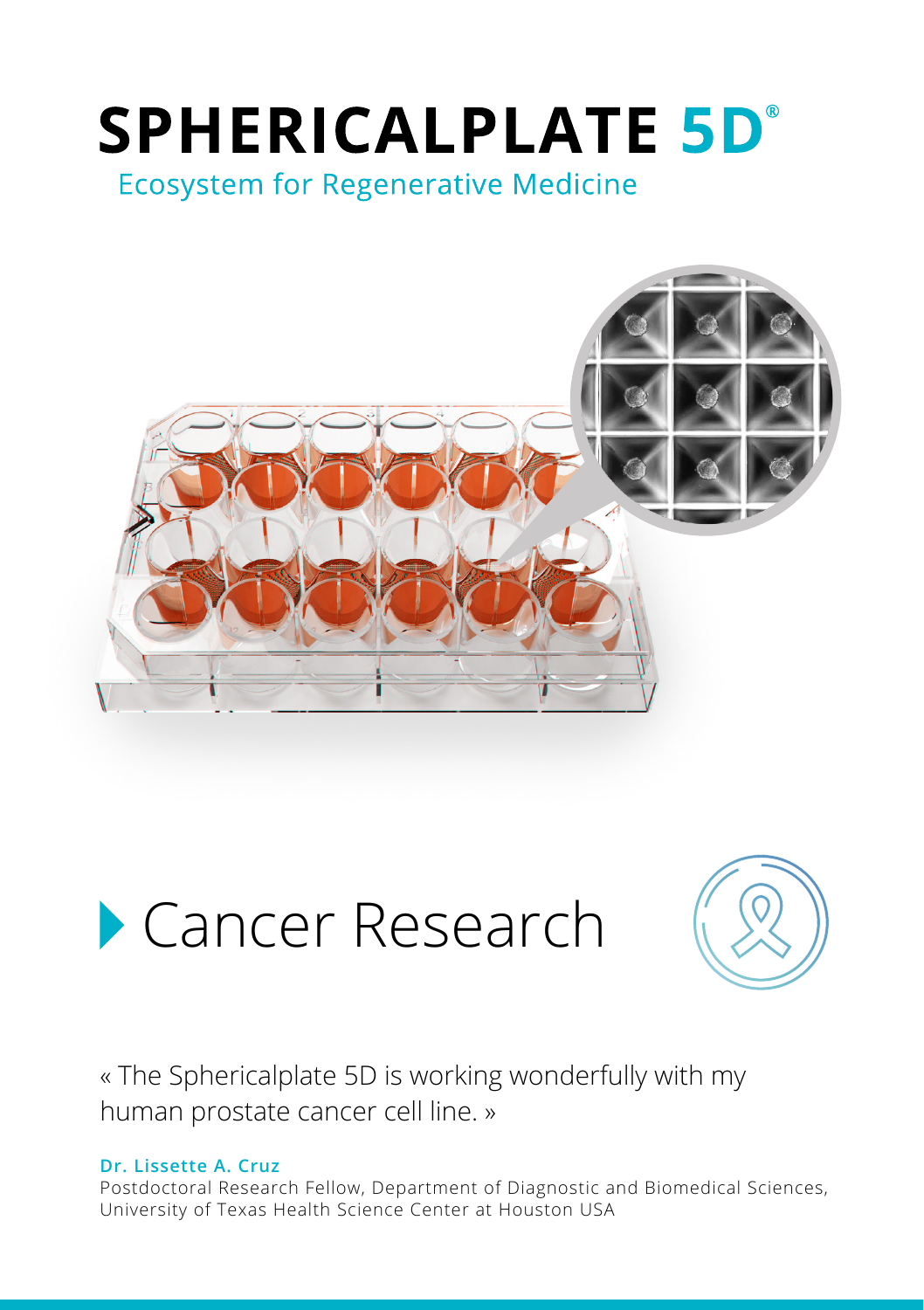# SPHERICALPLATE 5D®

## Ecosystem for Regenerative Medicine

## Cancer Research

« The Sphericalplate 5D is working wonderfully with my human prostate cancer cell line. »

**Dr. Lissette A. Cruz**
Postdoctoral Research Fellow, Department of Diagnostic and Biomedical Sciences, University of Texas Health Science Center at Houston USA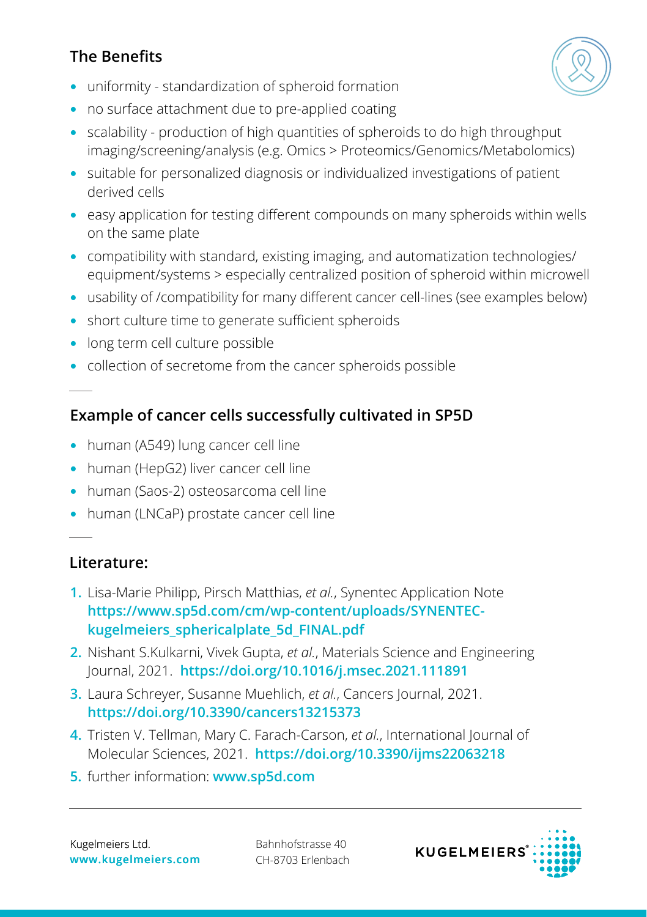## The Benefits

- uniformity - standardization of spheroid formation
- no surface attachment due to pre-applied coating
- scalability - production of high quantities of spheroids to do high throughput imaging/screening/analysis (e.g. Omics > Proteomics/Genomics/Metabolomics)
- suitable for personalized diagnosis or individualized investigations of patient derived cells
- easy application for testing different compounds on many spheroids within wells on the same plate
- compatibility with standard, existing imaging, and automatization technologies/ equipment/systems > especially centralized position of spheroid within microwell
- usability of /compatibility for many different cancer cell-lines (see examples below)
- short culture time to generate sufficient spheroids
- long term cell culture possible
- collection of secretome from the cancer spheroids possible

## Example of cancer cells successfully cultivated in SP5D

- human (A549) lung cancer cell line
- human (HepG2) liver cancer cell line
- human (Saos-2) osteosarcoma cell line
- human (LNCaP) prostate cancer cell line

## Literature:

1. Lisa-Marie Philipp, Pirsch Matthias, *et al.*, Synentec Application Note **https://www.sp5d.com/cm/wp-content/uploads/SYNENTEC-kugelmeiers_sphericalplate_5d_FINAL.pdf**
2. Nishant S.Kulkarni, Vivek Gupta, *et al.*, Materials Science and Engineering Journal, 2021. **https://doi.org/10.1016/j.msec.2021.111891**
3. Laura Schreyer, Susanne Muehlich, *et al.*, Cancers Journal, 2021. **https://doi.org/10.3390/cancers13215373**
4. Tristen V. Tellman, Mary C. Farach-Carson, *et al.*, International Journal of Molecular Sciences, 2021. **https://doi.org/10.3390/ijms22063218**
5. further information: **www.sp5d.com**

Kugelmeiers Ltd.
**www.kugelmeiers.com**

Bahnhofstrasse 40
CH-8703 Erlenbach

KUGELMEIERS®